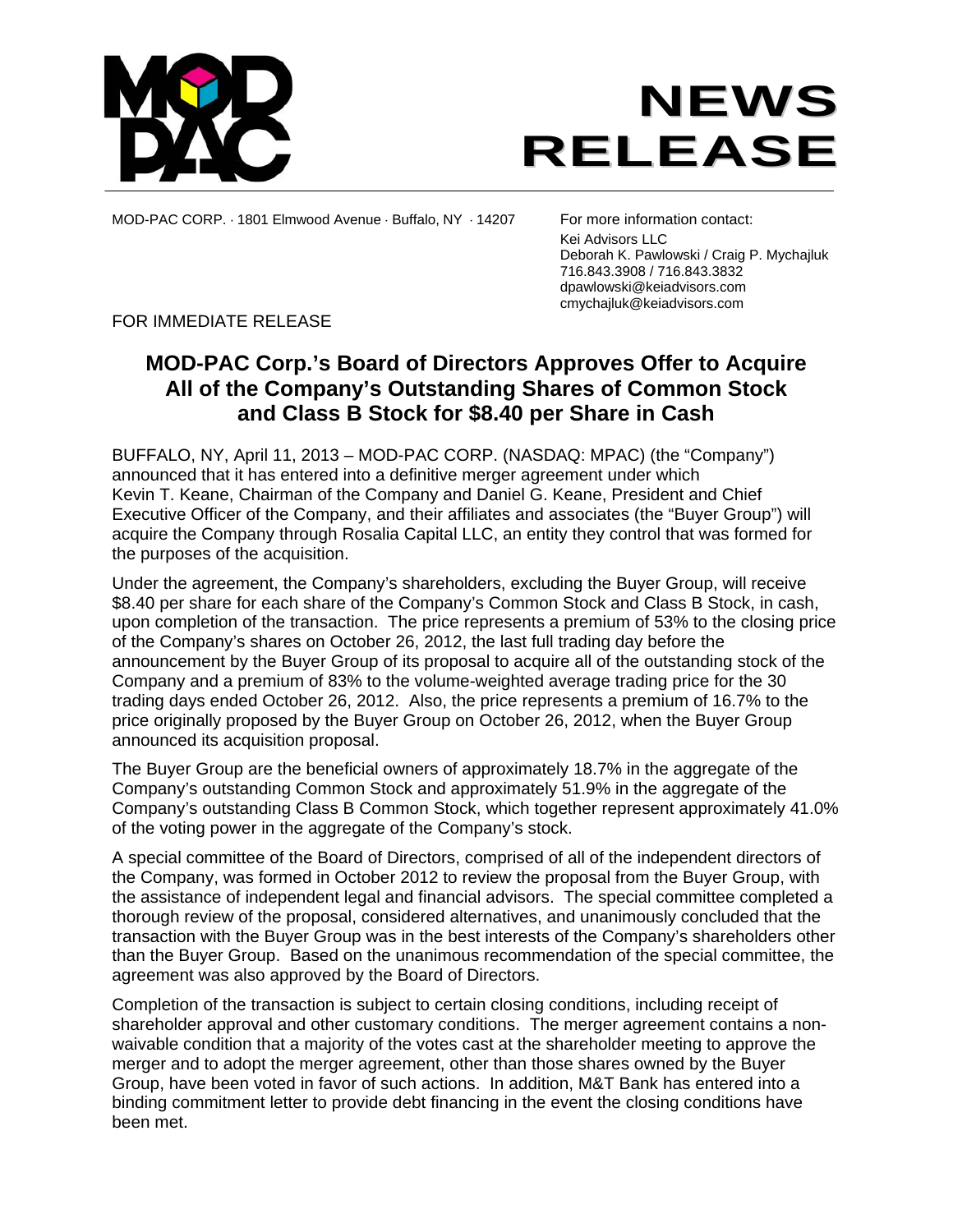MOD-PAC

# NEWS RELEASE

MOD-PAC CORP. · 1801 Elmwood Avenue · Buffalo, NY · 14207

For more information contact:
Kei Advisors LLC
Deborah K. Pawlowski / Craig P. Mychajluk
716.843.3908 / 716.843.3832
dpawlowski@keiadvisors.com
cmychajluk@keiadvisors.com

FOR IMMEDIATE RELEASE

## MOD-PAC Corp.'s Board of Directors Approves Offer to Acquire All of the Company's Outstanding Shares of Common Stock and Class B Stock for $8.40 per Share in Cash

BUFFALO, NY, April 11, 2013 – MOD-PAC CORP. (NASDAQ: MPAC) (the "Company") announced that it has entered into a definitive merger agreement under which Kevin T. Keane, Chairman of the Company and Daniel G. Keane, President and Chief Executive Officer of the Company, and their affiliates and associates (the "Buyer Group") will acquire the Company through Rosalia Capital LLC, an entity they control that was formed for the purposes of the acquisition.

Under the agreement, the Company's shareholders, excluding the Buyer Group, will receive $8.40 per share for each share of the Company's Common Stock and Class B Stock, in cash, upon completion of the transaction. The price represents a premium of 53% to the closing price of the Company's shares on October 26, 2012, the last full trading day before the announcement by the Buyer Group of its proposal to acquire all of the outstanding stock of the Company and a premium of 83% to the volume-weighted average trading price for the 30 trading days ended October 26, 2012. Also, the price represents a premium of 16.7% to the price originally proposed by the Buyer Group on October 26, 2012, when the Buyer Group announced its acquisition proposal.

The Buyer Group are the beneficial owners of approximately 18.7% in the aggregate of the Company's outstanding Common Stock and approximately 51.9% in the aggregate of the Company's outstanding Class B Common Stock, which together represent approximately 41.0% of the voting power in the aggregate of the Company's stock.

A special committee of the Board of Directors, comprised of all of the independent directors of the Company, was formed in October 2012 to review the proposal from the Buyer Group, with the assistance of independent legal and financial advisors. The special committee completed a thorough review of the proposal, considered alternatives, and unanimously concluded that the transaction with the Buyer Group was in the best interests of the Company's shareholders other than the Buyer Group. Based on the unanimous recommendation of the special committee, the agreement was also approved by the Board of Directors.

Completion of the transaction is subject to certain closing conditions, including receipt of shareholder approval and other customary conditions. The merger agreement contains a non-waivable condition that a majority of the votes cast at the shareholder meeting to approve the merger and to adopt the merger agreement, other than those shares owned by the Buyer Group, have been voted in favor of such actions. In addition, M&T Bank has entered into a binding commitment letter to provide debt financing in the event the closing conditions have been met.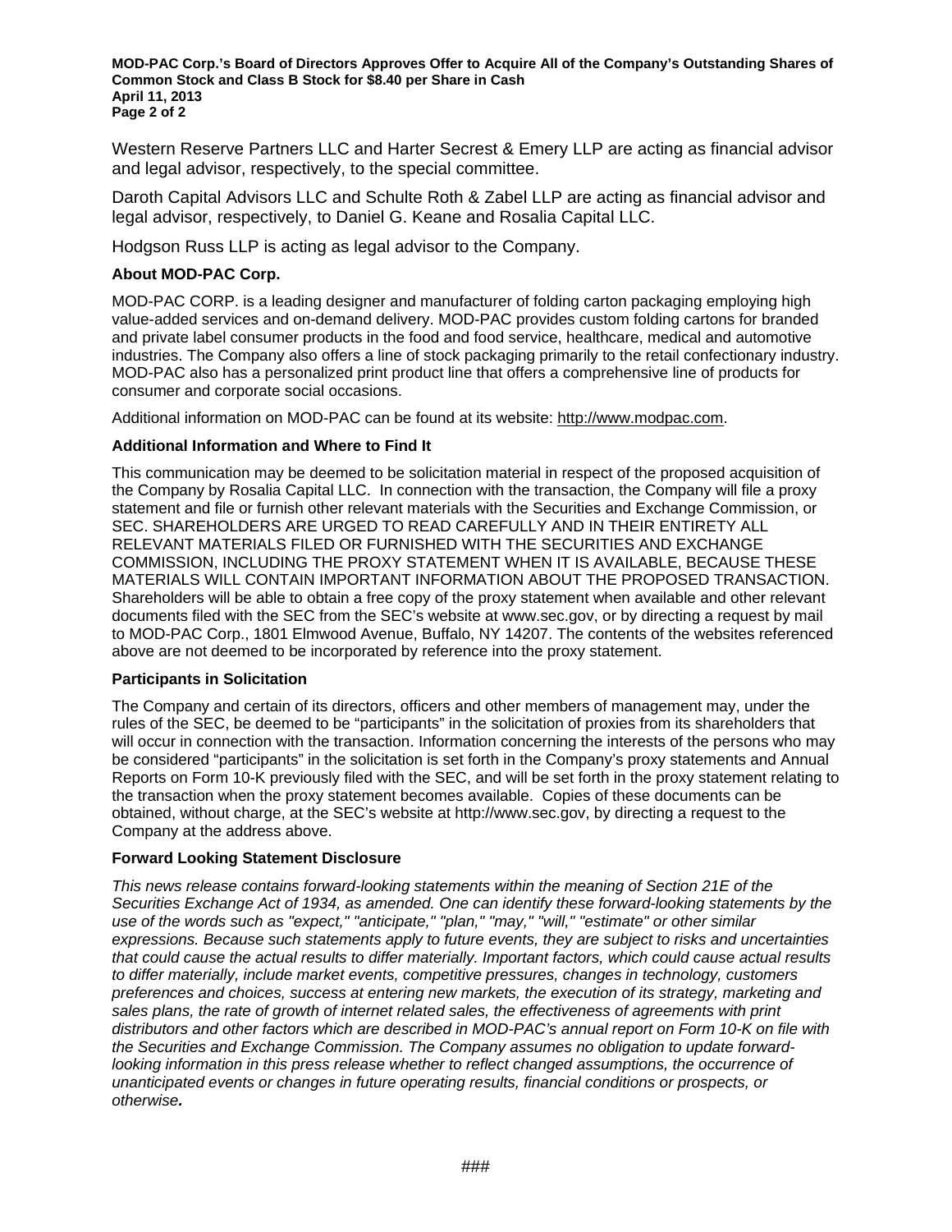Western Reserve Partners LLC and Harter Secrest & Emery LLP are acting as financial advisor and legal advisor, respectively, to the special committee.

Daroth Capital Advisors LLC and Schulte Roth & Zabel LLP are acting as financial advisor and legal advisor, respectively, to Daniel G. Keane and Rosalia Capital LLC.

Hodgson Russ LLP is acting as legal advisor to the Company.

**About MOD-PAC Corp.**

MOD-PAC CORP. is a leading designer and manufacturer of folding carton packaging employing high value-added services and on-demand delivery. MOD-PAC provides custom folding cartons for branded and private label consumer products in the food and food service, healthcare, medical and automotive industries. The Company also offers a line of stock packaging primarily to the retail confectionary industry. MOD-PAC also has a personalized print product line that offers a comprehensive line of products for consumer and corporate social occasions.

Additional information on MOD-PAC can be found at its website: http://www.modpac.com.

**Additional Information and Where to Find It**

This communication may be deemed to be solicitation material in respect of the proposed acquisition of the Company by Rosalia Capital LLC. In connection with the transaction, the Company will file a proxy statement and file or furnish other relevant materials with the Securities and Exchange Commission, or SEC. SHAREHOLDERS ARE URGED TO READ CAREFULLY AND IN THEIR ENTIRETY ALL RELEVANT MATERIALS FILED OR FURNISHED WITH THE SECURITIES AND EXCHANGE COMMISSION, INCLUDING THE PROXY STATEMENT WHEN IT IS AVAILABLE, BECAUSE THESE MATERIALS WILL CONTAIN IMPORTANT INFORMATION ABOUT THE PROPOSED TRANSACTION. Shareholders will be able to obtain a free copy of the proxy statement when available and other relevant documents filed with the SEC from the SEC's website at www.sec.gov, or by directing a request by mail to MOD-PAC Corp., 1801 Elmwood Avenue, Buffalo, NY 14207. The contents of the websites referenced above are not deemed to be incorporated by reference into the proxy statement.

**Participants in Solicitation**

The Company and certain of its directors, officers and other members of management may, under the rules of the SEC, be deemed to be "participants" in the solicitation of proxies from its shareholders that will occur in connection with the transaction. Information concerning the interests of the persons who may be considered "participants" in the solicitation is set forth in the Company's proxy statements and Annual Reports on Form 10-K previously filed with the SEC, and will be set forth in the proxy statement relating to the transaction when the proxy statement becomes available. Copies of these documents can be obtained, without charge, at the SEC's website at http://www.sec.gov, by directing a request to the Company at the address above.

**Forward Looking Statement Disclosure**

*This news release contains forward-looking statements within the meaning of Section 21E of the Securities Exchange Act of 1934, as amended. One can identify these forward-looking statements by the use of the words such as "expect," "anticipate," "plan," "may," "will," "estimate" or other similar expressions. Because such statements apply to future events, they are subject to risks and uncertainties that could cause the actual results to differ materially. Important factors, which could cause actual results to differ materially, include market events, competitive pressures, changes in technology, customers preferences and choices, success at entering new markets, the execution of its strategy, marketing and sales plans, the rate of growth of internet related sales, the effectiveness of agreements with print distributors and other factors which are described in MOD-PAC's annual report on Form 10-K on file with the Securities and Exchange Commission. The Company assumes no obligation to update forward-looking information in this press release whether to reflect changed assumptions, the occurrence of unanticipated events or changes in future operating results, financial conditions or prospects, or otherwise.*

###